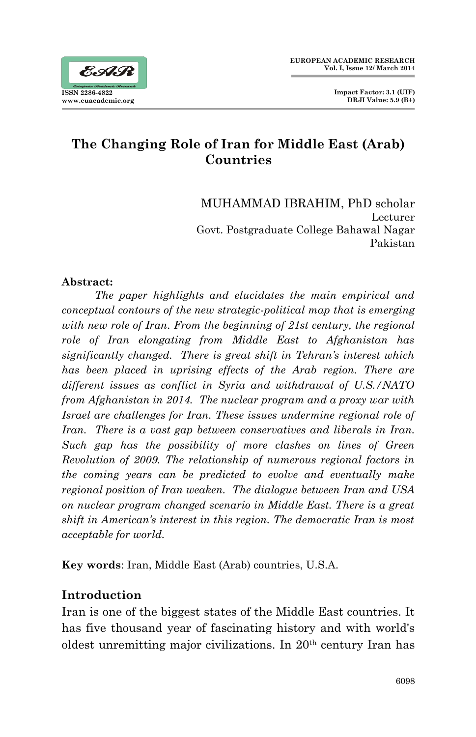# The Changing Role of Iran for Middle East (Arab) Countries

MUHAMMAD IBRAHIM, PhD scholar
Lecturer
Govt. Postgraduate College Bahawal Nagar
Pakistan

**Abstract:**

*The paper highlights and elucidates the main empirical and conceptual contours of the new strategic-political map that is emerging with new role of Iran. From the beginning of 21st century, the regional role of Iran elongating from Middle East to Afghanistan has significantly changed. There is great shift in Tehran's interest which has been placed in uprising effects of the Arab region. There are different issues as conflict in Syria and withdrawal of U.S./NATO from Afghanistan in 2014. The nuclear program and a proxy war with Israel are challenges for Iran. These issues undermine regional role of Iran. There is a vast gap between conservatives and liberals in Iran. Such gap has the possibility of more clashes on lines of Green Revolution of 2009. The relationship of numerous regional factors in the coming years can be predicted to evolve and eventually make regional position of Iran weaken. The dialogue between Iran and USA on nuclear program changed scenario in Middle East. There is a great shift in American's interest in this region. The democratic Iran is most acceptable for world.*

**Key words**: Iran, Middle East (Arab) countries, U.S.A.

## Introduction

Iran is one of the biggest states of the Middle East countries. It has five thousand year of fascinating history and with world's oldest unremitting major civilizations. In 20th century Iran has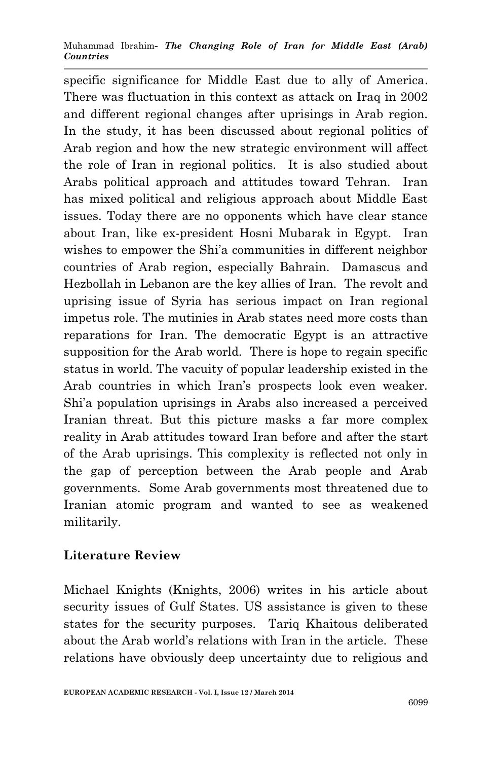specific significance for Middle East due to ally of America. There was fluctuation in this context as attack on Iraq in 2002 and different regional changes after uprisings in Arab region. In the study, it has been discussed about regional politics of Arab region and how the new strategic environment will affect the role of Iran in regional politics. It is also studied about Arabs political approach and attitudes toward Tehran. Iran has mixed political and religious approach about Middle East issues. Today there are no opponents which have clear stance about Iran, like ex-president Hosni Mubarak in Egypt. Iran wishes to empower the Shi'a communities in different neighbor countries of Arab region, especially Bahrain. Damascus and Hezbollah in Lebanon are the key allies of Iran. The revolt and uprising issue of Syria has serious impact on Iran regional impetus role. The mutinies in Arab states need more costs than reparations for Iran. The democratic Egypt is an attractive supposition for the Arab world. There is hope to regain specific status in world. The vacuity of popular leadership existed in the Arab countries in which Iran's prospects look even weaker. Shi'a population uprisings in Arabs also increased a perceived Iranian threat. But this picture masks a far more complex reality in Arab attitudes toward Iran before and after the start of the Arab uprisings. This complexity is reflected not only in the gap of perception between the Arab people and Arab governments. Some Arab governments most threatened due to Iranian atomic program and wanted to see as weakened militarily.

## Literature Review

Michael Knights (Knights, 2006) writes in his article about security issues of Gulf States. US assistance is given to these states for the security purposes. Tariq Khaitous deliberated about the Arab world's relations with Iran in the article. These relations have obviously deep uncertainty due to religious and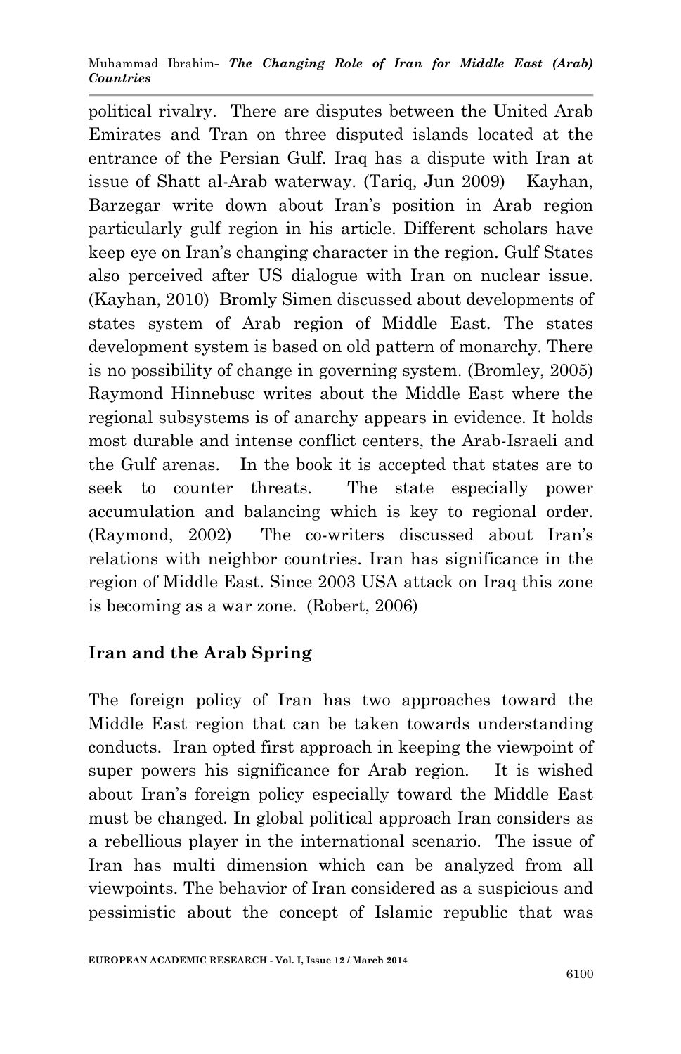political rivalry. There are disputes between the United Arab Emirates and Tran on three disputed islands located at the entrance of the Persian Gulf. Iraq has a dispute with Iran at issue of Shatt al-Arab waterway. (Tariq, Jun 2009) Kayhan, Barzegar write down about Iran's position in Arab region particularly gulf region in his article. Different scholars have keep eye on Iran's changing character in the region. Gulf States also perceived after US dialogue with Iran on nuclear issue. (Kayhan, 2010) Bromly Simen discussed about developments of states system of Arab region of Middle East. The states development system is based on old pattern of monarchy. There is no possibility of change in governing system. (Bromley, 2005) Raymond Hinnebusc writes about the Middle East where the regional subsystems is of anarchy appears in evidence. It holds most durable and intense conflict centers, the Arab-Israeli and the Gulf arenas. In the book it is accepted that states are to seek to counter threats. The state especially power accumulation and balancing which is key to regional order. (Raymond, 2002) The co-writers discussed about Iran's relations with neighbor countries. Iran has significance in the region of Middle East. Since 2003 USA attack on Iraq this zone is becoming as a war zone. (Robert, 2006)

## Iran and the Arab Spring

The foreign policy of Iran has two approaches toward the Middle East region that can be taken towards understanding conducts. Iran opted first approach in keeping the viewpoint of super powers his significance for Arab region. It is wished about Iran's foreign policy especially toward the Middle East must be changed. In global political approach Iran considers as a rebellious player in the international scenario. The issue of Iran has multi dimension which can be analyzed from all viewpoints. The behavior of Iran considered as a suspicious and pessimistic about the concept of Islamic republic that was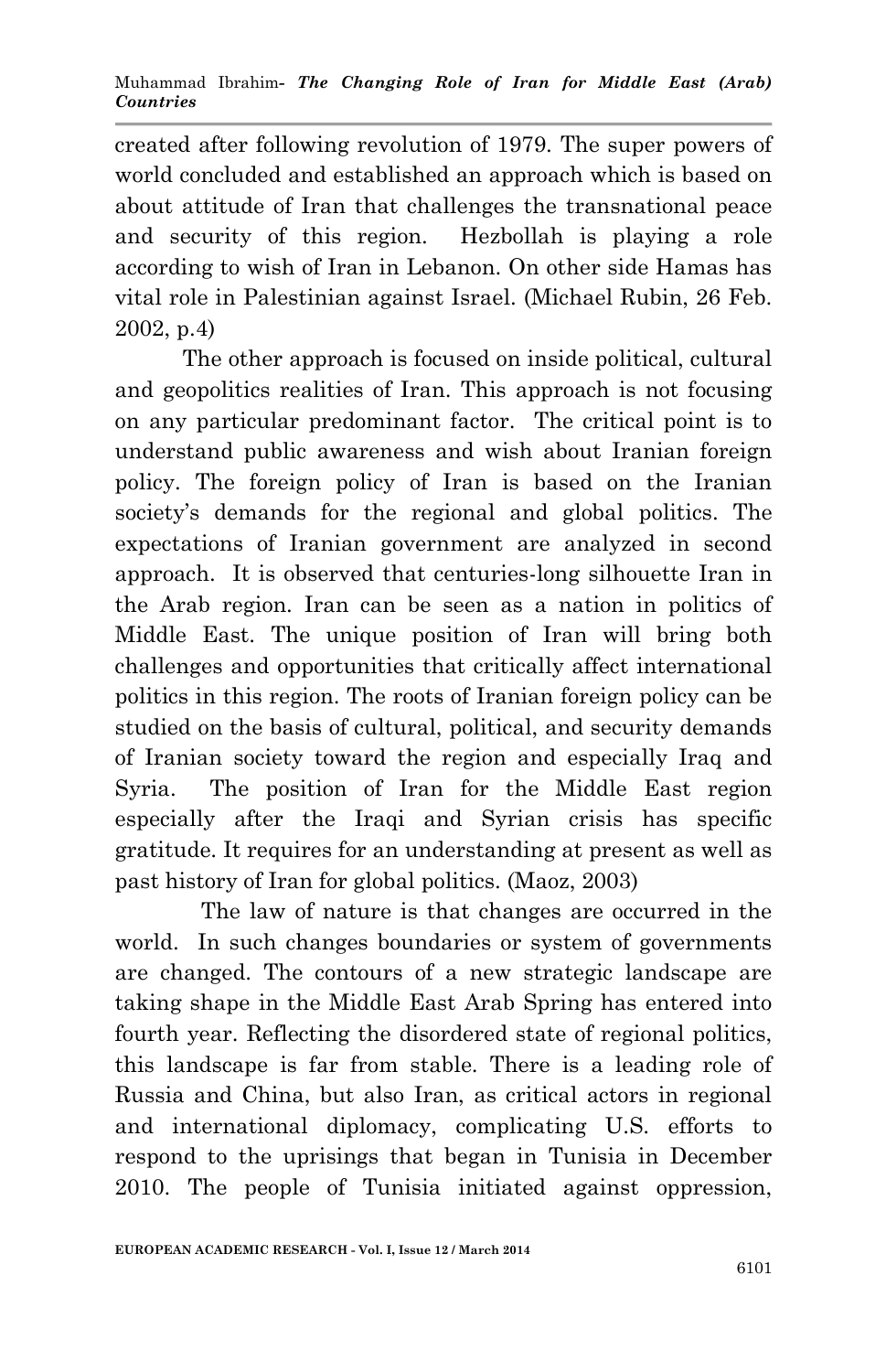created after following revolution of 1979. The super powers of world concluded and established an approach which is based on about attitude of Iran that challenges the transnational peace and security of this region. Hezbollah is playing a role according to wish of Iran in Lebanon. On other side Hamas has vital role in Palestinian against Israel. (Michael Rubin, 26 Feb. 2002, p.4)

The other approach is focused on inside political, cultural and geopolitics realities of Iran. This approach is not focusing on any particular predominant factor. The critical point is to understand public awareness and wish about Iranian foreign policy. The foreign policy of Iran is based on the Iranian society's demands for the regional and global politics. The expectations of Iranian government are analyzed in second approach. It is observed that centuries-long silhouette Iran in the Arab region. Iran can be seen as a nation in politics of Middle East. The unique position of Iran will bring both challenges and opportunities that critically affect international politics in this region. The roots of Iranian foreign policy can be studied on the basis of cultural, political, and security demands of Iranian society toward the region and especially Iraq and Syria. The position of Iran for the Middle East region especially after the Iraqi and Syrian crisis has specific gratitude. It requires for an understanding at present as well as past history of Iran for global politics. (Maoz, 2003)

The law of nature is that changes are occurred in the world. In such changes boundaries or system of governments are changed. The contours of a new strategic landscape are taking shape in the Middle East Arab Spring has entered into fourth year. Reflecting the disordered state of regional politics, this landscape is far from stable. There is a leading role of Russia and China, but also Iran, as critical actors in regional and international diplomacy, complicating U.S. efforts to respond to the uprisings that began in Tunisia in December 2010. The people of Tunisia initiated against oppression,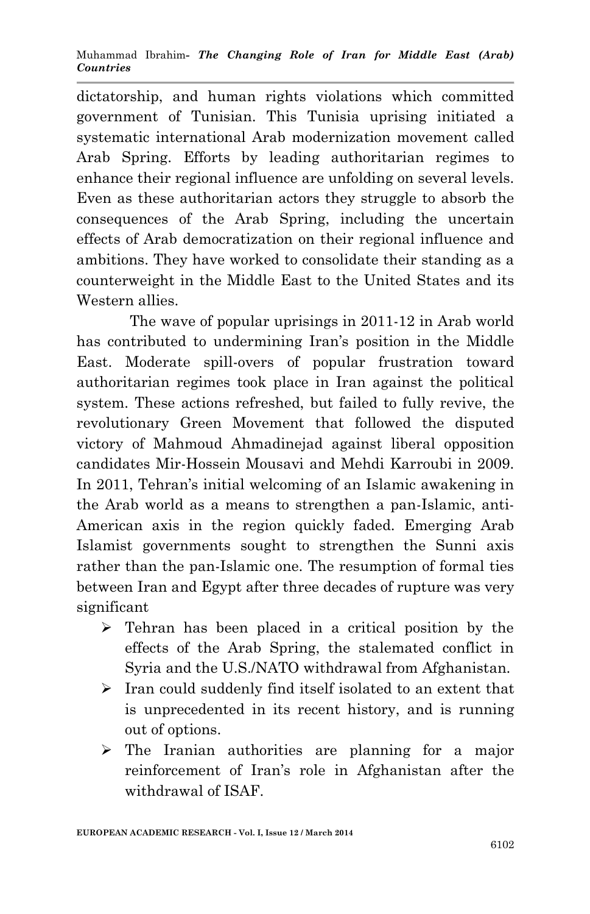dictatorship, and human rights violations which committed government of Tunisian. This Tunisia uprising initiated a systematic international Arab modernization movement called Arab Spring. Efforts by leading authoritarian regimes to enhance their regional influence are unfolding on several levels. Even as these authoritarian actors they struggle to absorb the consequences of the Arab Spring, including the uncertain effects of Arab democratization on their regional influence and ambitions. They have worked to consolidate their standing as a counterweight in the Middle East to the United States and its Western allies.

The wave of popular uprisings in 2011-12 in Arab world has contributed to undermining Iran's position in the Middle East. Moderate spill-overs of popular frustration toward authoritarian regimes took place in Iran against the political system. These actions refreshed, but failed to fully revive, the revolutionary Green Movement that followed the disputed victory of Mahmoud Ahmadinejad against liberal opposition candidates Mir-Hossein Mousavi and Mehdi Karroubi in 2009. In 2011, Tehran's initial welcoming of an Islamic awakening in the Arab world as a means to strengthen a pan-Islamic, anti-American axis in the region quickly faded. Emerging Arab Islamist governments sought to strengthen the Sunni axis rather than the pan-Islamic one. The resumption of formal ties between Iran and Egypt after three decades of rupture was very significant

- Tehran has been placed in a critical position by the effects of the Arab Spring, the stalemated conflict in Syria and the U.S./NATO withdrawal from Afghanistan.
- Iran could suddenly find itself isolated to an extent that is unprecedented in its recent history, and is running out of options.
- The Iranian authorities are planning for a major reinforcement of Iran's role in Afghanistan after the withdrawal of ISAF.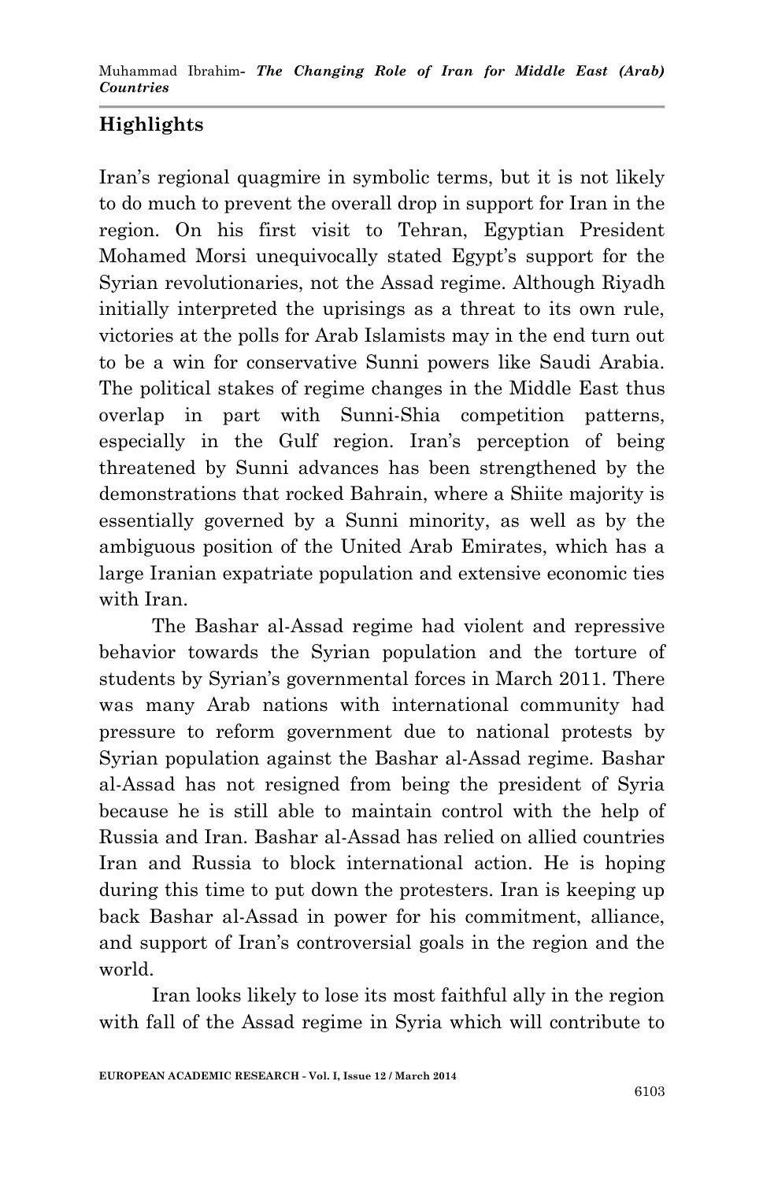## Highlights

Iran's regional quagmire in symbolic terms, but it is not likely to do much to prevent the overall drop in support for Iran in the region. On his first visit to Tehran, Egyptian President Mohamed Morsi unequivocally stated Egypt's support for the Syrian revolutionaries, not the Assad regime. Although Riyadh initially interpreted the uprisings as a threat to its own rule, victories at the polls for Arab Islamists may in the end turn out to be a win for conservative Sunni powers like Saudi Arabia. The political stakes of regime changes in the Middle East thus overlap in part with Sunni-Shia competition patterns, especially in the Gulf region. Iran's perception of being threatened by Sunni advances has been strengthened by the demonstrations that rocked Bahrain, where a Shiite majority is essentially governed by a Sunni minority, as well as by the ambiguous position of the United Arab Emirates, which has a large Iranian expatriate population and extensive economic ties with Iran.

The Bashar al-Assad regime had violent and repressive behavior towards the Syrian population and the torture of students by Syrian's governmental forces in March 2011. There was many Arab nations with international community had pressure to reform government due to national protests by Syrian population against the Bashar al-Assad regime. Bashar al-Assad has not resigned from being the president of Syria because he is still able to maintain control with the help of Russia and Iran. Bashar al-Assad has relied on allied countries Iran and Russia to block international action. He is hoping during this time to put down the protesters. Iran is keeping up back Bashar al-Assad in power for his commitment, alliance, and support of Iran's controversial goals in the region and the world.

Iran looks likely to lose its most faithful ally in the region with fall of the Assad regime in Syria which will contribute to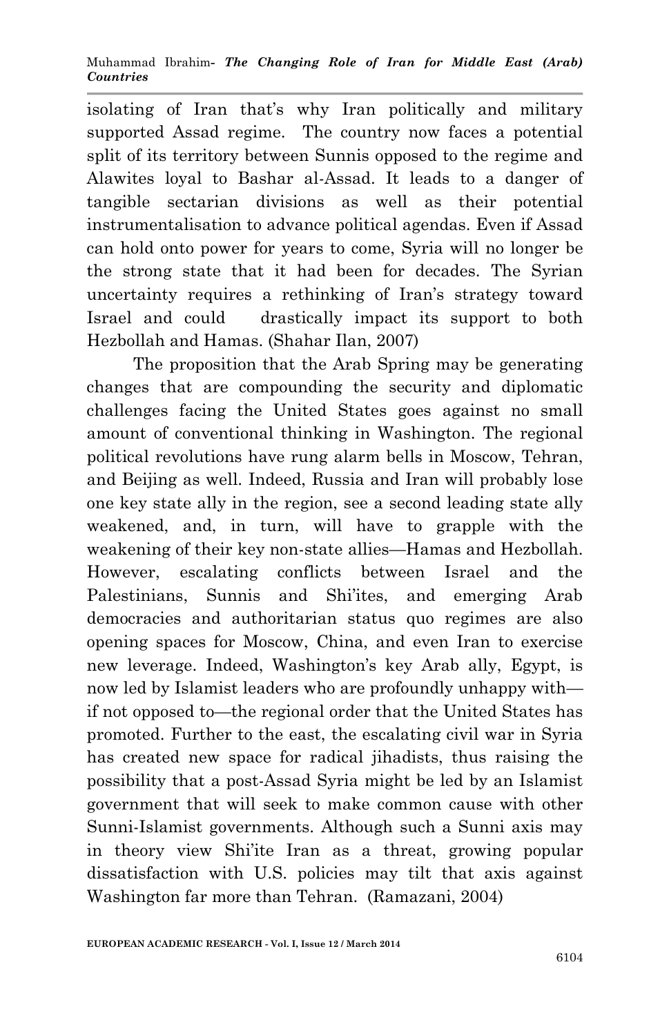isolating of Iran that's why Iran politically and military supported Assad regime. The country now faces a potential split of its territory between Sunnis opposed to the regime and Alawites loyal to Bashar al-Assad. It leads to a danger of tangible sectarian divisions as well as their potential instrumentalisation to advance political agendas. Even if Assad can hold onto power for years to come, Syria will no longer be the strong state that it had been for decades. The Syrian uncertainty requires a rethinking of Iran's strategy toward Israel and could drastically impact its support to both Hezbollah and Hamas. (Shahar Ilan, 2007)

The proposition that the Arab Spring may be generating changes that are compounding the security and diplomatic challenges facing the United States goes against no small amount of conventional thinking in Washington. The regional political revolutions have rung alarm bells in Moscow, Tehran, and Beijing as well. Indeed, Russia and Iran will probably lose one key state ally in the region, see a second leading state ally weakened, and, in turn, will have to grapple with the weakening of their key non-state allies—Hamas and Hezbollah. However, escalating conflicts between Israel and the Palestinians, Sunnis and Shi'ites, and emerging Arab democracies and authoritarian status quo regimes are also opening spaces for Moscow, China, and even Iran to exercise new leverage. Indeed, Washington's key Arab ally, Egypt, is now led by Islamist leaders who are profoundly unhappy with—if not opposed to—the regional order that the United States has promoted. Further to the east, the escalating civil war in Syria has created new space for radical jihadists, thus raising the possibility that a post-Assad Syria might be led by an Islamist government that will seek to make common cause with other Sunni-Islamist governments. Although such a Sunni axis may in theory view Shi'ite Iran as a threat, growing popular dissatisfaction with U.S. policies may tilt that axis against Washington far more than Tehran. (Ramazani, 2004)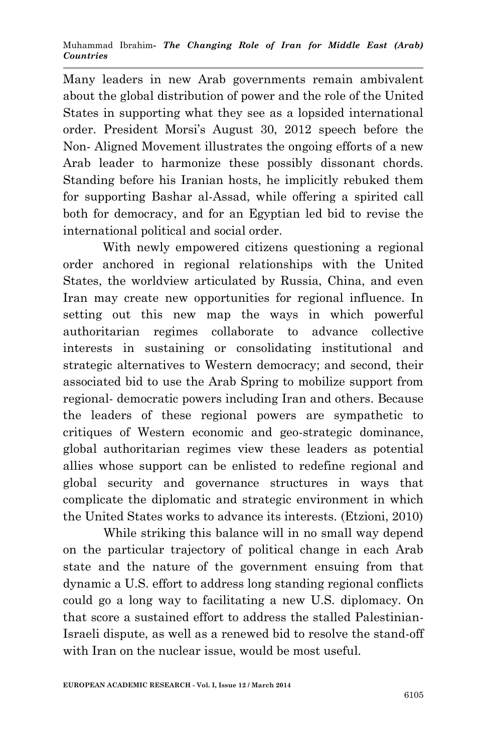Many leaders in new Arab governments remain ambivalent about the global distribution of power and the role of the United States in supporting what they see as a lopsided international order. President Morsi's August 30, 2012 speech before the Non- Aligned Movement illustrates the ongoing efforts of a new Arab leader to harmonize these possibly dissonant chords. Standing before his Iranian hosts, he implicitly rebuked them for supporting Bashar al-Assad, while offering a spirited call both for democracy, and for an Egyptian led bid to revise the international political and social order.

With newly empowered citizens questioning a regional order anchored in regional relationships with the United States, the worldview articulated by Russia, China, and even Iran may create new opportunities for regional influence. In setting out this new map the ways in which powerful authoritarian regimes collaborate to advance collective interests in sustaining or consolidating institutional and strategic alternatives to Western democracy; and second, their associated bid to use the Arab Spring to mobilize support from regional- democratic powers including Iran and others. Because the leaders of these regional powers are sympathetic to critiques of Western economic and geo-strategic dominance, global authoritarian regimes view these leaders as potential allies whose support can be enlisted to redefine regional and global security and governance structures in ways that complicate the diplomatic and strategic environment in which the United States works to advance its interests. (Etzioni, 2010)

While striking this balance will in no small way depend on the particular trajectory of political change in each Arab state and the nature of the government ensuing from that dynamic a U.S. effort to address long standing regional conflicts could go a long way to facilitating a new U.S. diplomacy. On that score a sustained effort to address the stalled Palestinian-Israeli dispute, as well as a renewed bid to resolve the stand-off with Iran on the nuclear issue, would be most useful.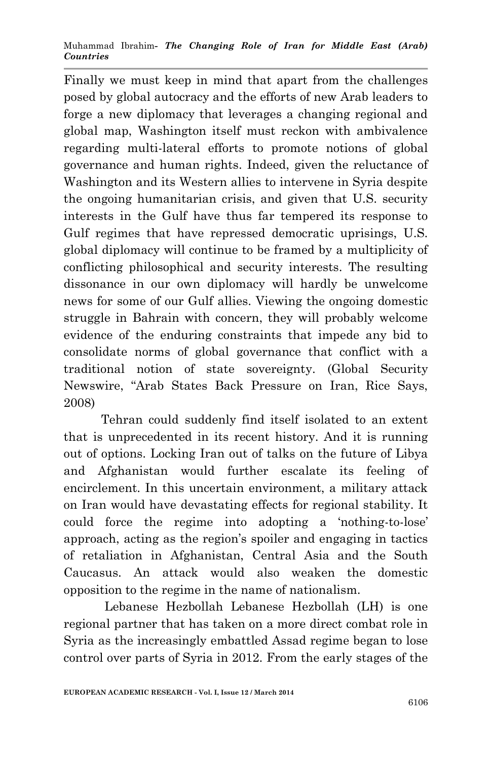Finally we must keep in mind that apart from the challenges posed by global autocracy and the efforts of new Arab leaders to forge a new diplomacy that leverages a changing regional and global map, Washington itself must reckon with ambivalence regarding multi-lateral efforts to promote notions of global governance and human rights. Indeed, given the reluctance of Washington and its Western allies to intervene in Syria despite the ongoing humanitarian crisis, and given that U.S. security interests in the Gulf have thus far tempered its response to Gulf regimes that have repressed democratic uprisings, U.S. global diplomacy will continue to be framed by a multiplicity of conflicting philosophical and security interests. The resulting dissonance in our own diplomacy will hardly be unwelcome news for some of our Gulf allies. Viewing the ongoing domestic struggle in Bahrain with concern, they will probably welcome evidence of the enduring constraints that impede any bid to consolidate norms of global governance that conflict with a traditional notion of state sovereignty. (Global Security Newswire, "Arab States Back Pressure on Iran, Rice Says, 2008)

Tehran could suddenly find itself isolated to an extent that is unprecedented in its recent history. And it is running out of options. Locking Iran out of talks on the future of Libya and Afghanistan would further escalate its feeling of encirclement. In this uncertain environment, a military attack on Iran would have devastating effects for regional stability. It could force the regime into adopting a 'nothing-to-lose' approach, acting as the region's spoiler and engaging in tactics of retaliation in Afghanistan, Central Asia and the South Caucasus. An attack would also weaken the domestic opposition to the regime in the name of nationalism.

Lebanese Hezbollah Lebanese Hezbollah (LH) is one regional partner that has taken on a more direct combat role in Syria as the increasingly embattled Assad regime began to lose control over parts of Syria in 2012. From the early stages of the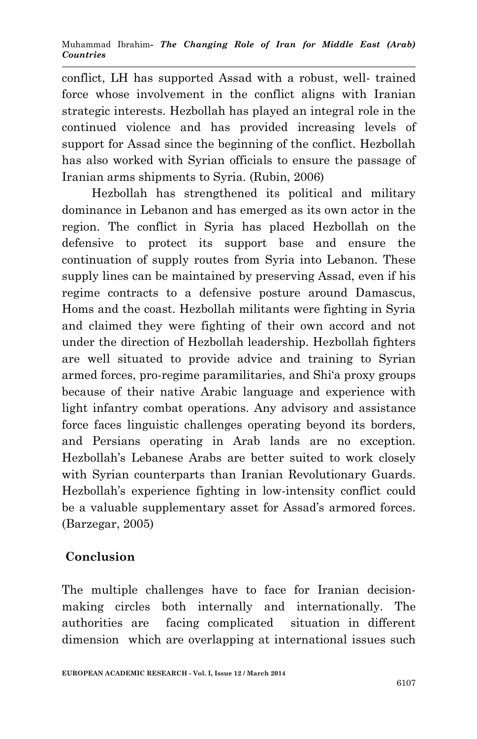conflict, LH has supported Assad with a robust, well- trained force whose involvement in the conflict aligns with Iranian strategic interests. Hezbollah has played an integral role in the continued violence and has provided increasing levels of support for Assad since the beginning of the conflict. Hezbollah has also worked with Syrian officials to ensure the passage of Iranian arms shipments to Syria. (Rubin, 2006)

Hezbollah has strengthened its political and military dominance in Lebanon and has emerged as its own actor in the region. The conflict in Syria has placed Hezbollah on the defensive to protect its support base and ensure the continuation of supply routes from Syria into Lebanon. These supply lines can be maintained by preserving Assad, even if his regime contracts to a defensive posture around Damascus, Homs and the coast. Hezbollah militants were fighting in Syria and claimed they were fighting of their own accord and not under the direction of Hezbollah leadership. Hezbollah fighters are well situated to provide advice and training to Syrian armed forces, pro-regime paramilitaries, and Shi'a proxy groups because of their native Arabic language and experience with light infantry combat operations. Any advisory and assistance force faces linguistic challenges operating beyond its borders, and Persians operating in Arab lands are no exception. Hezbollah's Lebanese Arabs are better suited to work closely with Syrian counterparts than Iranian Revolutionary Guards. Hezbollah's experience fighting in low-intensity conflict could be a valuable supplementary asset for Assad's armored forces. (Barzegar, 2005)

## Conclusion

The multiple challenges have to face for Iranian decision-making circles both internally and internationally. The authorities are facing complicated situation in different dimension which are overlapping at international issues such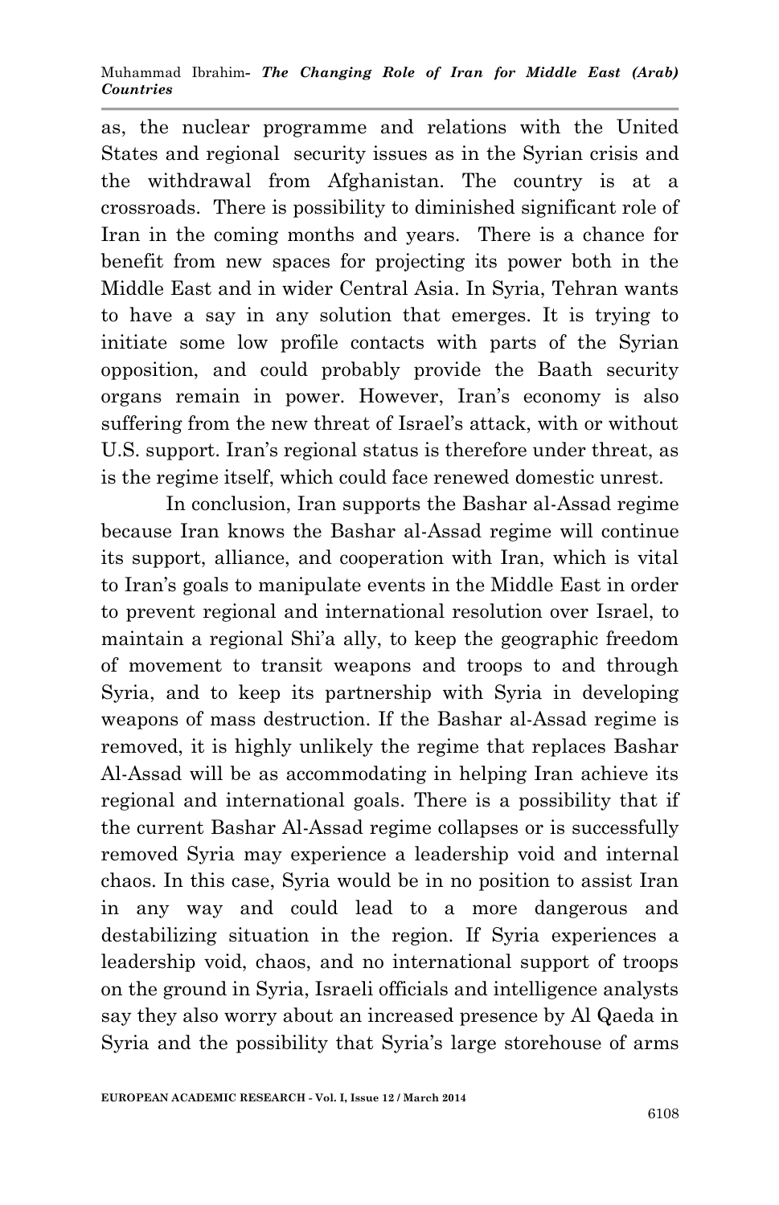as, the nuclear programme and relations with the United States and regional security issues as in the Syrian crisis and the withdrawal from Afghanistan. The country is at a crossroads. There is possibility to diminished significant role of Iran in the coming months and years. There is a chance for benefit from new spaces for projecting its power both in the Middle East and in wider Central Asia. In Syria, Tehran wants to have a say in any solution that emerges. It is trying to initiate some low profile contacts with parts of the Syrian opposition, and could probably provide the Baath security organs remain in power. However, Iran's economy is also suffering from the new threat of Israel's attack, with or without U.S. support. Iran's regional status is therefore under threat, as is the regime itself, which could face renewed domestic unrest.

In conclusion, Iran supports the Bashar al-Assad regime because Iran knows the Bashar al-Assad regime will continue its support, alliance, and cooperation with Iran, which is vital to Iran's goals to manipulate events in the Middle East in order to prevent regional and international resolution over Israel, to maintain a regional Shi'a ally, to keep the geographic freedom of movement to transit weapons and troops to and through Syria, and to keep its partnership with Syria in developing weapons of mass destruction. If the Bashar al-Assad regime is removed, it is highly unlikely the regime that replaces Bashar Al-Assad will be as accommodating in helping Iran achieve its regional and international goals. There is a possibility that if the current Bashar Al-Assad regime collapses or is successfully removed Syria may experience a leadership void and internal chaos. In this case, Syria would be in no position to assist Iran in any way and could lead to a more dangerous and destabilizing situation in the region. If Syria experiences a leadership void, chaos, and no international support of troops on the ground in Syria, Israeli officials and intelligence analysts say they also worry about an increased presence by Al Qaeda in Syria and the possibility that Syria's large storehouse of arms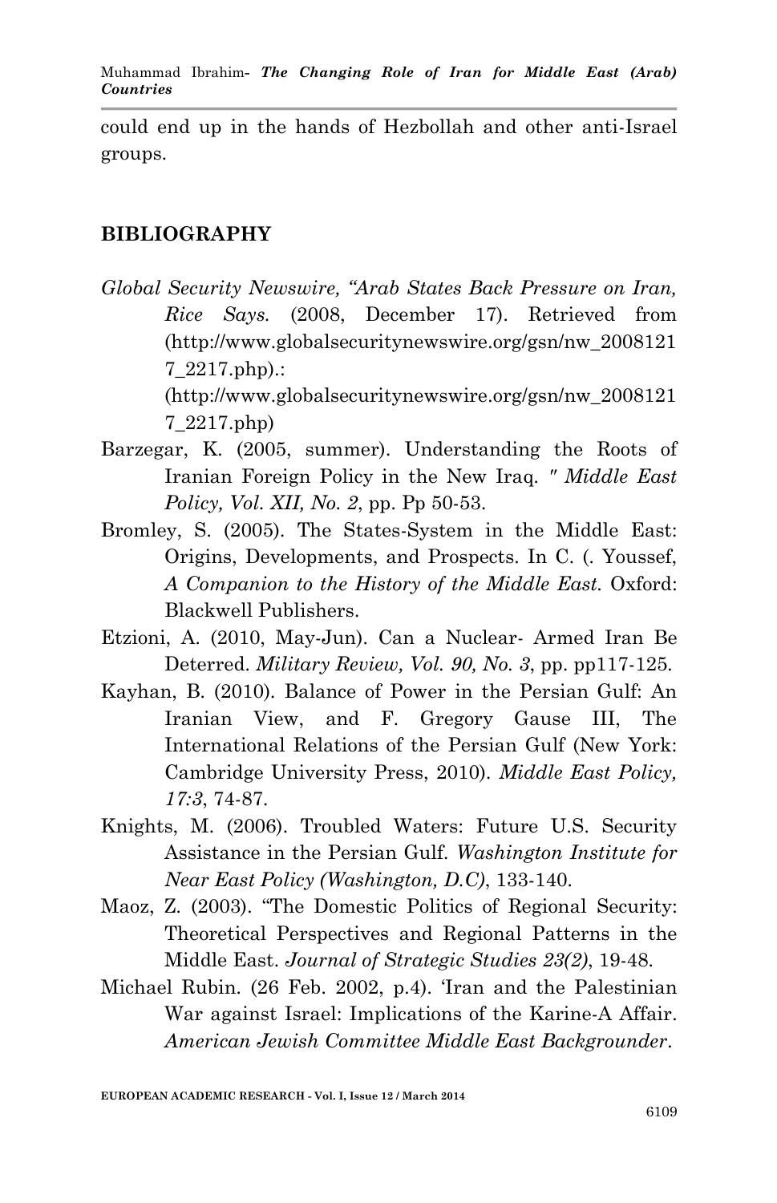could end up in the hands of Hezbollah and other anti-Israel groups.

## BIBLIOGRAPHY

*Global Security Newswire, "Arab States Back Pressure on Iran, Rice Says.* (2008, December 17). Retrieved from (http://www.globalsecuritynewswire.org/gsn/nw_20081217_2217.php).: (http://www.globalsecuritynewswire.org/gsn/nw_20081217_2217.php)

Barzegar, K. (2005, summer). Understanding the Roots of Iranian Foreign Policy in the New Iraq. *" Middle East Policy, Vol. XII, No. 2*, pp. Pp 50-53.

Bromley, S. (2005). The States-System in the Middle East: Origins, Developments, and Prospects. In C. (. Youssef, *A Companion to the History of the Middle East.* Oxford: Blackwell Publishers.

Etzioni, A. (2010, May-Jun). Can a Nuclear- Armed Iran Be Deterred. *Military Review, Vol. 90, No. 3*, pp. pp117-125.

Kayhan, B. (2010). Balance of Power in the Persian Gulf: An Iranian View, and F. Gregory Gause III, The International Relations of the Persian Gulf (New York: Cambridge University Press, 2010). *Middle East Policy, 17:3*, 74-87.

Knights, M. (2006). Troubled Waters: Future U.S. Security Assistance in the Persian Gulf. *Washington Institute for Near East Policy (Washington, D.C)*, 133-140.

Maoz, Z. (2003). "The Domestic Politics of Regional Security: Theoretical Perspectives and Regional Patterns in the Middle East. *Journal of Strategic Studies 23(2)*, 19-48.

Michael Rubin. (26 Feb. 2002, p.4). 'Iran and the Palestinian War against Israel: Implications of the Karine-A Affair. *American Jewish Committee Middle East Backgrounder*.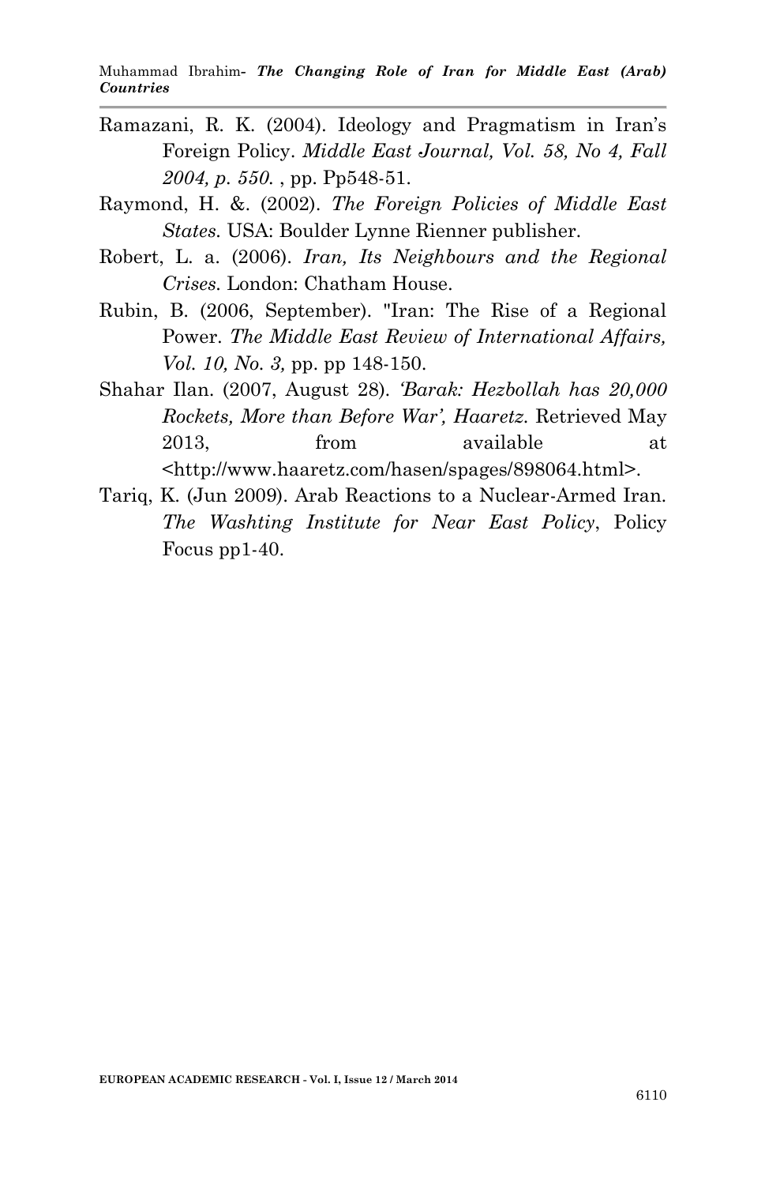Ramazani, R. K. (2004). Ideology and Pragmatism in Iran's Foreign Policy. *Middle East Journal, Vol. 58, No 4, Fall 2004, p. 550.* , pp. Pp548-51.

Raymond, H. &. (2002). *The Foreign Policies of Middle East States.* USA: Boulder Lynne Rienner publisher.

Robert, L. a. (2006). *Iran, Its Neighbours and the Regional Crises.* London: Chatham House.

Rubin, B. (2006, September). "Iran: The Rise of a Regional Power. *The Middle East Review of International Affairs, Vol. 10, No. 3,* pp. pp 148-150.

Shahar Ilan. (2007, August 28). *'Barak: Hezbollah has 20,000 Rockets, More than Before War', Haaretz.* Retrieved May 2013, from available at <http://www.haaretz.com/hasen/spages/898064.html>.

Tariq, K. (Jun 2009). Arab Reactions to a Nuclear-Armed Iran. *The Washting Institute for Near East Policy*, Policy Focus pp1-40.